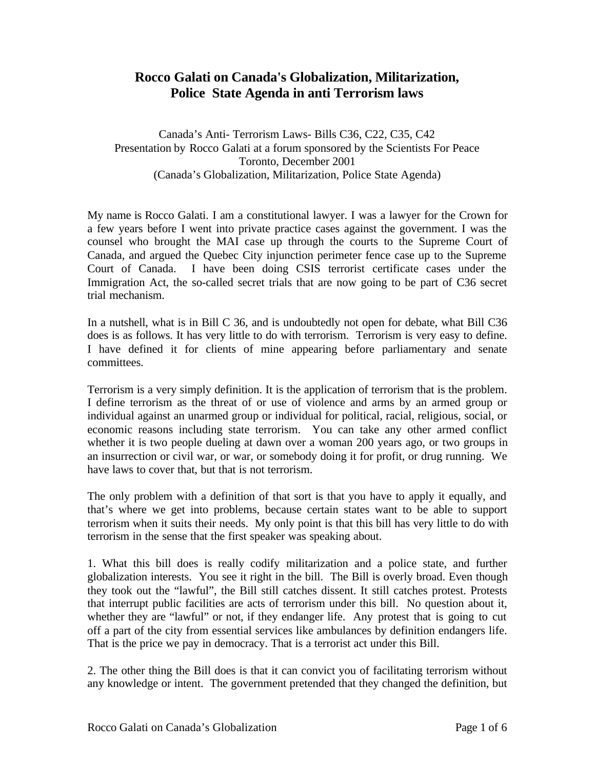# Rocco Galati on Canada's Globalization, Militarization, Police State Agenda in anti Terrorism laws

Canada's Anti- Terrorism Laws- Bills C36, C22, C35, C42
Presentation by Rocco Galati at a forum sponsored by the Scientists For Peace
Toronto, December 2001
(Canada's Globalization, Militarization, Police State Agenda)

My name is Rocco Galati. I am a constitutional lawyer. I was a lawyer for the Crown for a few years before I went into private practice cases against the government. I was the counsel who brought the MAI case up through the courts to the Supreme Court of Canada, and argued the Quebec City injunction perimeter fence case up to the Supreme Court of Canada. I have been doing CSIS terrorist certificate cases under the Immigration Act, the so-called secret trials that are now going to be part of C36 secret trial mechanism.

In a nutshell, what is in Bill C 36, and is undoubtedly not open for debate, what Bill C36 does is as follows. It has very little to do with terrorism. Terrorism is very easy to define. I have defined it for clients of mine appearing before parliamentary and senate committees.

Terrorism is a very simply definition. It is the application of terrorism that is the problem. I define terrorism as the threat of or use of violence and arms by an armed group or individual against an unarmed group or individual for political, racial, religious, social, or economic reasons including state terrorism. You can take any other armed conflict whether it is two people dueling at dawn over a woman 200 years ago, or two groups in an insurrection or civil war, or war, or somebody doing it for profit, or drug running. We have laws to cover that, but that is not terrorism.

The only problem with a definition of that sort is that you have to apply it equally, and that's where we get into problems, because certain states want to be able to support terrorism when it suits their needs. My only point is that this bill has very little to do with terrorism in the sense that the first speaker was speaking about.

1. What this bill does is really codify militarization and a police state, and further globalization interests. You see it right in the bill. The Bill is overly broad. Even though they took out the "lawful", the Bill still catches dissent. It still catches protest. Protests that interrupt public facilities are acts of terrorism under this bill. No question about it, whether they are "lawful" or not, if they endanger life. Any protest that is going to cut off a part of the city from essential services like ambulances by definition endangers life. That is the price we pay in democracy. That is a terrorist act under this Bill.

2. The other thing the Bill does is that it can convict you of facilitating terrorism without any knowledge or intent. The government pretended that they changed the definition, but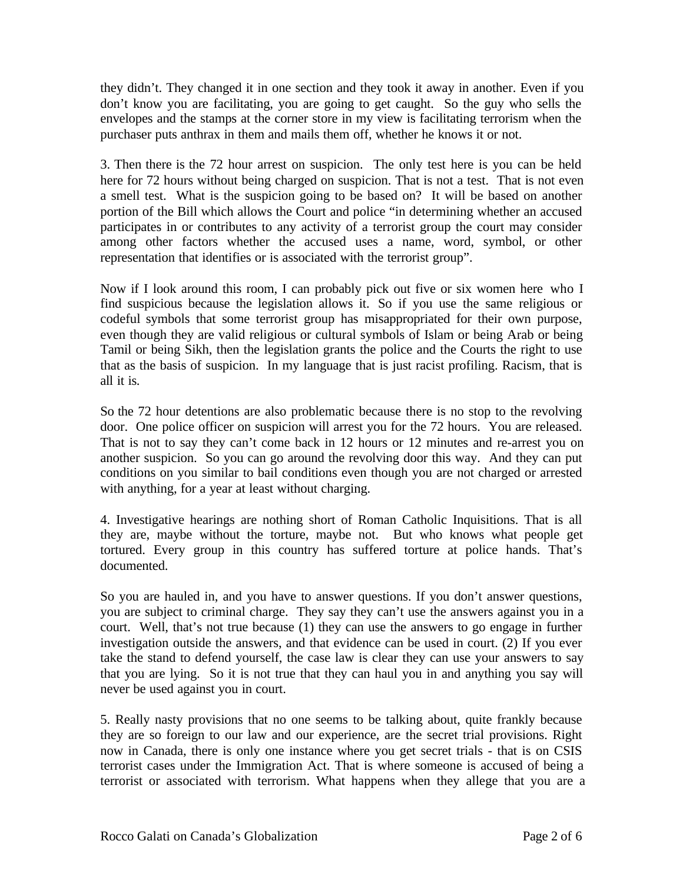they didn't. They changed it in one section and they took it away in another. Even if you don't know you are facilitating, you are going to get caught. So the guy who sells the envelopes and the stamps at the corner store in my view is facilitating terrorism when the purchaser puts anthrax in them and mails them off, whether he knows it or not.

3. Then there is the 72 hour arrest on suspicion. The only test here is you can be held here for 72 hours without being charged on suspicion. That is not a test. That is not even a smell test. What is the suspicion going to be based on? It will be based on another portion of the Bill which allows the Court and police "in determining whether an accused participates in or contributes to any activity of a terrorist group the court may consider among other factors whether the accused uses a name, word, symbol, or other representation that identifies or is associated with the terrorist group".

Now if I look around this room, I can probably pick out five or six women here who I find suspicious because the legislation allows it. So if you use the same religious or codeful symbols that some terrorist group has misappropriated for their own purpose, even though they are valid religious or cultural symbols of Islam or being Arab or being Tamil or being Sikh, then the legislation grants the police and the Courts the right to use that as the basis of suspicion. In my language that is just racist profiling. Racism, that is all it is.

So the 72 hour detentions are also problematic because there is no stop to the revolving door. One police officer on suspicion will arrest you for the 72 hours. You are released. That is not to say they can't come back in 12 hours or 12 minutes and re-arrest you on another suspicion. So you can go around the revolving door this way. And they can put conditions on you similar to bail conditions even though you are not charged or arrested with anything, for a year at least without charging.

4. Investigative hearings are nothing short of Roman Catholic Inquisitions. That is all they are, maybe without the torture, maybe not. But who knows what people get tortured. Every group in this country has suffered torture at police hands. That's documented.

So you are hauled in, and you have to answer questions. If you don't answer questions, you are subject to criminal charge. They say they can't use the answers against you in a court. Well, that's not true because (1) they can use the answers to go engage in further investigation outside the answers, and that evidence can be used in court. (2) If you ever take the stand to defend yourself, the case law is clear they can use your answers to say that you are lying. So it is not true that they can haul you in and anything you say will never be used against you in court.

5. Really nasty provisions that no one seems to be talking about, quite frankly because they are so foreign to our law and our experience, are the secret trial provisions. Right now in Canada, there is only one instance where you get secret trials - that is on CSIS terrorist cases under the Immigration Act. That is where someone is accused of being a terrorist or associated with terrorism. What happens when they allege that you are a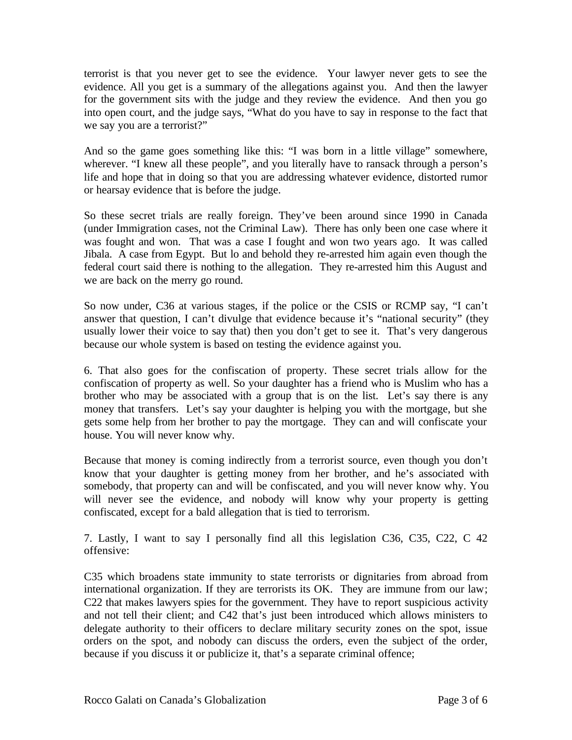terrorist is that you never get to see the evidence. Your lawyer never gets to see the evidence. All you get is a summary of the allegations against you. And then the lawyer for the government sits with the judge and they review the evidence. And then you go into open court, and the judge says, "What do you have to say in response to the fact that we say you are a terrorist?"

And so the game goes something like this: "I was born in a little village" somewhere, wherever. "I knew all these people", and you literally have to ransack through a person's life and hope that in doing so that you are addressing whatever evidence, distorted rumor or hearsay evidence that is before the judge.

So these secret trials are really foreign. They've been around since 1990 in Canada (under Immigration cases, not the Criminal Law). There has only been one case where it was fought and won. That was a case I fought and won two years ago. It was called Jibala. A case from Egypt. But lo and behold they re-arrested him again even though the federal court said there is nothing to the allegation. They re-arrested him this August and we are back on the merry go round.

So now under, C36 at various stages, if the police or the CSIS or RCMP say, "I can't answer that question, I can't divulge that evidence because it's "national security" (they usually lower their voice to say that) then you don't get to see it. That's very dangerous because our whole system is based on testing the evidence against you.

6. That also goes for the confiscation of property. These secret trials allow for the confiscation of property as well. So your daughter has a friend who is Muslim who has a brother who may be associated with a group that is on the list. Let's say there is any money that transfers. Let's say your daughter is helping you with the mortgage, but she gets some help from her brother to pay the mortgage. They can and will confiscate your house. You will never know why.

Because that money is coming indirectly from a terrorist source, even though you don't know that your daughter is getting money from her brother, and he's associated with somebody, that property can and will be confiscated, and you will never know why. You will never see the evidence, and nobody will know why your property is getting confiscated, except for a bald allegation that is tied to terrorism.

7. Lastly, I want to say I personally find all this legislation C36, C35, C22, C 42 offensive:

C35 which broadens state immunity to state terrorists or dignitaries from abroad from international organization. If they are terrorists its OK. They are immune from our law; C22 that makes lawyers spies for the government. They have to report suspicious activity and not tell their client; and C42 that's just been introduced which allows ministers to delegate authority to their officers to declare military security zones on the spot, issue orders on the spot, and nobody can discuss the orders, even the subject of the order, because if you discuss it or publicize it, that's a separate criminal offence;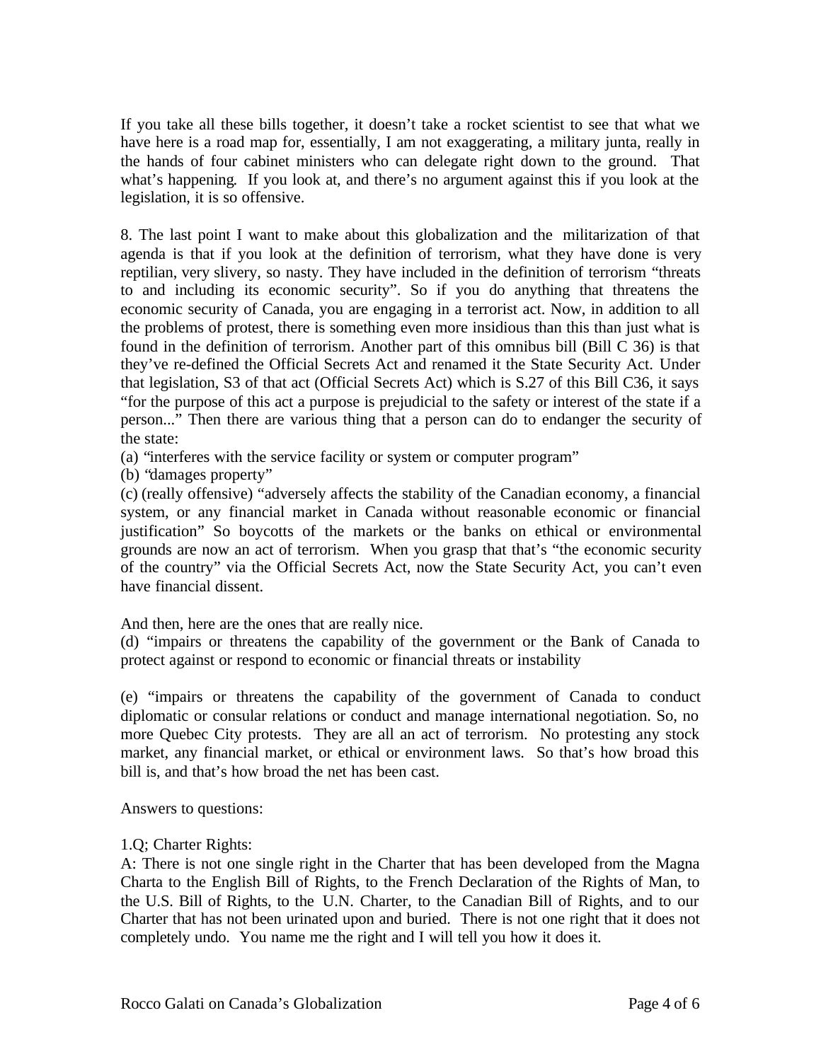If you take all these bills together, it doesn't take a rocket scientist to see that what we have here is a road map for, essentially, I am not exaggerating, a military junta, really in the hands of four cabinet ministers who can delegate right down to the ground. That what's happening. If you look at, and there's no argument against this if you look at the legislation, it is so offensive.

8. The last point I want to make about this globalization and the militarization of that agenda is that if you look at the definition of terrorism, what they have done is very reptilian, very slivery, so nasty. They have included in the definition of terrorism "threats to and including its economic security". So if you do anything that threatens the economic security of Canada, you are engaging in a terrorist act. Now, in addition to all the problems of protest, there is something even more insidious than this than just what is found in the definition of terrorism. Another part of this omnibus bill (Bill C 36) is that they've re-defined the Official Secrets Act and renamed it the State Security Act. Under that legislation, S3 of that act (Official Secrets Act) which is S.27 of this Bill C36, it says "for the purpose of this act a purpose is prejudicial to the safety or interest of the state if a person..." Then there are various thing that a person can do to endanger the security of the state:

(a) "interferes with the service facility or system or computer program"

(b) "damages property"

(c) (really offensive) "adversely affects the stability of the Canadian economy, a financial system, or any financial market in Canada without reasonable economic or financial justification" So boycotts of the markets or the banks on ethical or environmental grounds are now an act of terrorism. When you grasp that that's "the economic security of the country" via the Official Secrets Act, now the State Security Act, you can't even have financial dissent.

And then, here are the ones that are really nice.

(d) "impairs or threatens the capability of the government or the Bank of Canada to protect against or respond to economic or financial threats or instability

(e) "impairs or threatens the capability of the government of Canada to conduct diplomatic or consular relations or conduct and manage international negotiation. So, no more Quebec City protests. They are all an act of terrorism. No protesting any stock market, any financial market, or ethical or environment laws. So that's how broad this bill is, and that's how broad the net has been cast.

Answers to questions:

1.Q; Charter Rights:

A: There is not one single right in the Charter that has been developed from the Magna Charta to the English Bill of Rights, to the French Declaration of the Rights of Man, to the U.S. Bill of Rights, to the U.N. Charter, to the Canadian Bill of Rights, and to our Charter that has not been urinated upon and buried. There is not one right that it does not completely undo. You name me the right and I will tell you how it does it.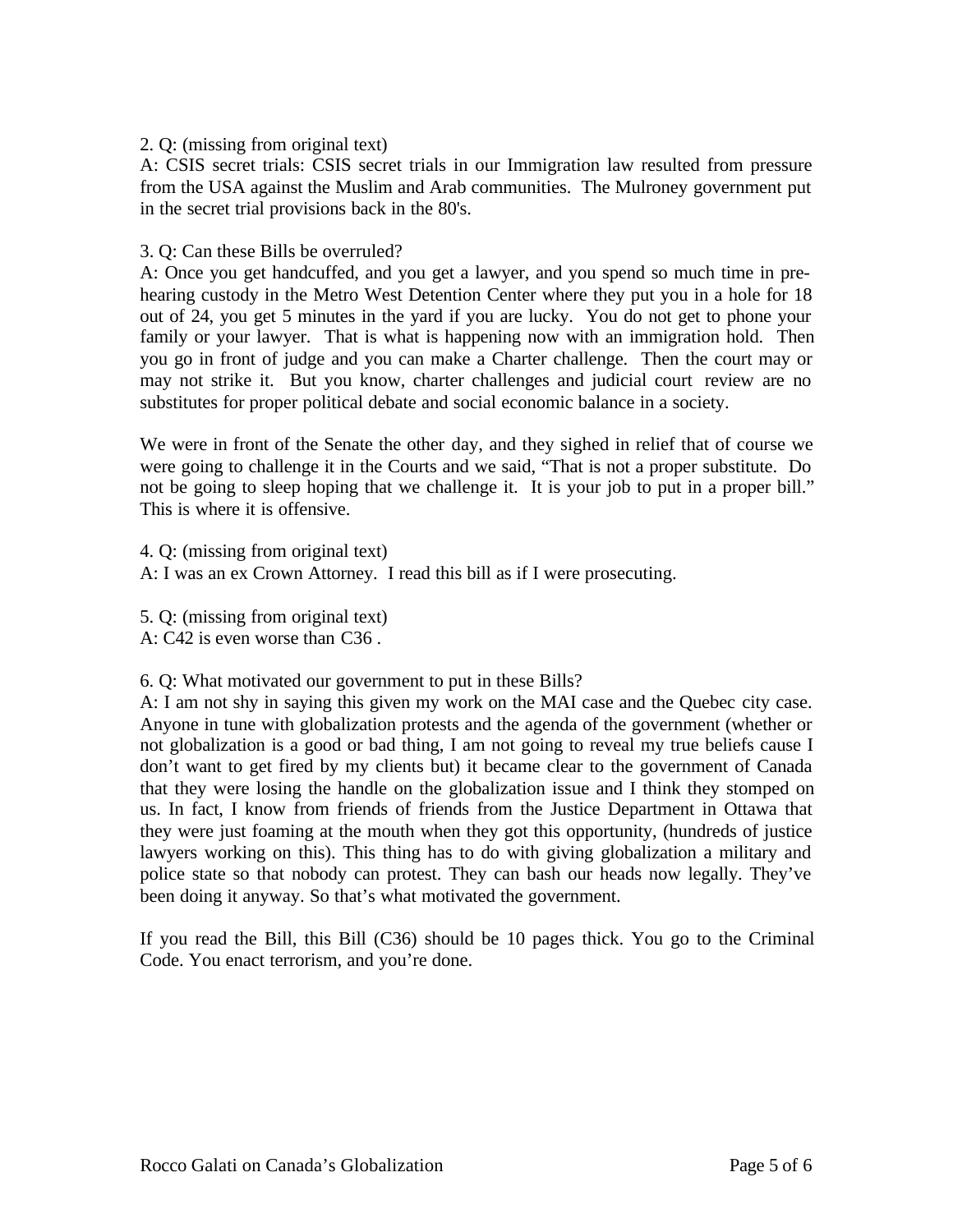2. Q: (missing from original text)
A: CSIS secret trials: CSIS secret trials in our Immigration law resulted from pressure from the USA against the Muslim and Arab communities. The Mulroney government put in the secret trial provisions back in the 80's.

3. Q: Can these Bills be overruled?
A: Once you get handcuffed, and you get a lawyer, and you spend so much time in pre-hearing custody in the Metro West Detention Center where they put you in a hole for 18 out of 24, you get 5 minutes in the yard if you are lucky. You do not get to phone your family or your lawyer. That is what is happening now with an immigration hold. Then you go in front of judge and you can make a Charter challenge. Then the court may or may not strike it. But you know, charter challenges and judicial court review are no substitutes for proper political debate and social economic balance in a society.

We were in front of the Senate the other day, and they sighed in relief that of course we were going to challenge it in the Courts and we said, "That is not a proper substitute. Do not be going to sleep hoping that we challenge it. It is your job to put in a proper bill." This is where it is offensive.

4. Q: (missing from original text)
A: I was an ex Crown Attorney. I read this bill as if I were prosecuting.

5. Q: (missing from original text)
A: C42 is even worse than C36 .

6. Q: What motivated our government to put in these Bills?
A: I am not shy in saying this given my work on the MAI case and the Quebec city case. Anyone in tune with globalization protests and the agenda of the government (whether or not globalization is a good or bad thing, I am not going to reveal my true beliefs cause I don't want to get fired by my clients but) it became clear to the government of Canada that they were losing the handle on the globalization issue and I think they stomped on us. In fact, I know from friends of friends from the Justice Department in Ottawa that they were just foaming at the mouth when they got this opportunity, (hundreds of justice lawyers working on this). This thing has to do with giving globalization a military and police state so that nobody can protest. They can bash our heads now legally. They've been doing it anyway. So that's what motivated the government.

If you read the Bill, this Bill (C36) should be 10 pages thick. You go to the Criminal Code. You enact terrorism, and you're done.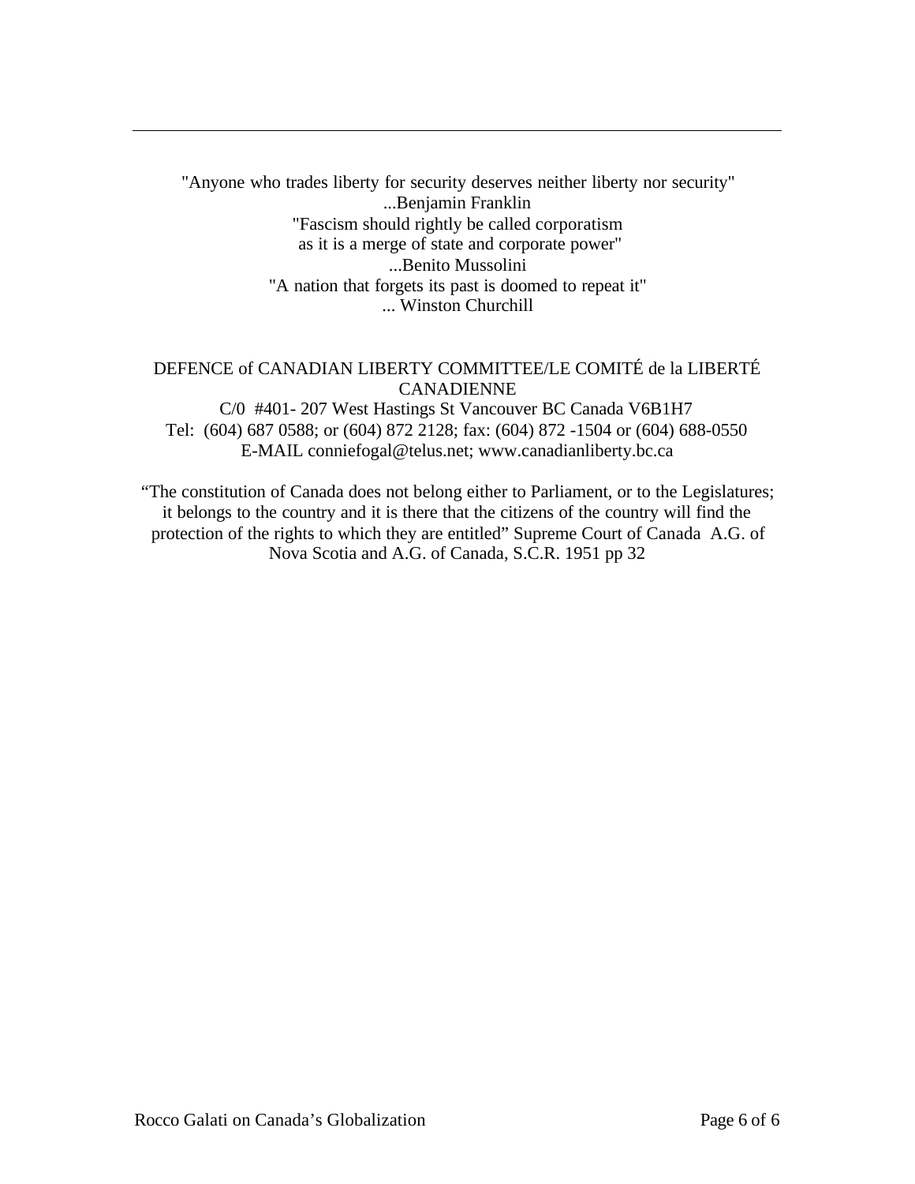---

"Anyone who trades liberty for security deserves neither liberty nor security"  
...Benjamin Franklin  
"Fascism should rightly be called corporatism  
as it is a merge of state and corporate power"  
...Benito Mussolini  
"A nation that forgets its past is doomed to repeat it"  
... Winston Churchill

DEFENCE of CANADIAN LIBERTY COMMITTEE/LE COMITÉ de la LIBERTÉ CANADIENNE  
C/0 #401- 207 West Hastings St Vancouver BC Canada V6B1H7  
Tel: (604) 687 0588; or (604) 872 2128; fax: (604) 872 -1504 or (604) 688-0550  
E-MAIL conniefogal@telus.net; www.canadianliberty.bc.ca

"The constitution of Canada does not belong either to Parliament, or to the Legislatures; it belongs to the country and it is there that the citizens of the country will find the protection of the rights to which they are entitled" Supreme Court of Canada A.G. of Nova Scotia and A.G. of Canada, S.C.R. 1951 pp 32